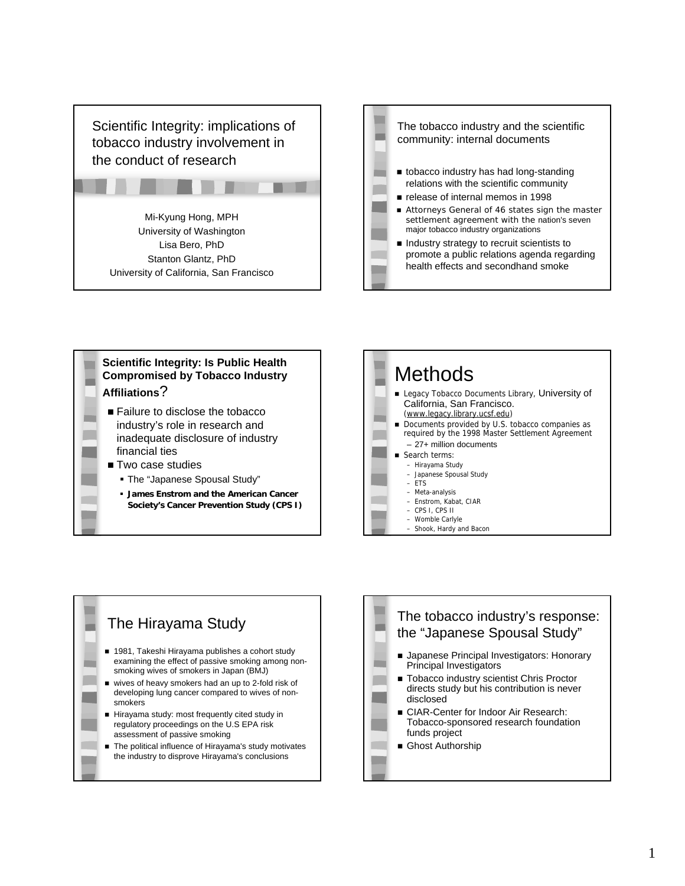# Scientific Integrity: implications of tobacco industry involvement in the conduct of research

Mi-Kyung Hong, MPH
University of Washington
Lisa Bero, PhD
Stanton Glantz, PhD
University of California, San Francisco

## The tobacco industry and the scientific community: internal documents

- tobacco industry has had long-standing relations with the scientific community
- release of internal memos in 1998
- Attorneys General of 46 states sign the master settlement agreement with the nation's seven major tobacco industry organizations
- Industry strategy to recruit scientists to promote a public relations agenda regarding health effects and secondhand smoke

## Scientific Integrity: Is Public Health Compromised by Tobacco Industry Affiliations?

- Failure to disclose the tobacco industry's role in research and inadequate disclosure of industry financial ties
- Two case studies
  - The "Japanese Spousal Study"
  - **James Enstrom and the American Cancer Society's Cancer Prevention Study (CPS I)**

## Methods

- Legacy Tobacco Documents Library, University of California, San Francisco. (www.legacy.library.ucsf.edu)
- Documents provided by U.S. tobacco companies as required by the 1998 Master Settlement Agreement
  - 27+ million documents
- Search terms:
  - Hirayama Study
  - Japanese Spousal Study
  - ETS
  - Meta-analysis
  - Enstrom, Kabat, CIAR
  - CPS I, CPS II
  - Womble Carlyle
  - Shook, Hardy and Bacon

## The Hirayama Study

- 1981, Takeshi Hirayama publishes a cohort study examining the effect of passive smoking among non-smoking wives of smokers in Japan (BMJ)
- wives of heavy smokers had an up to 2-fold risk of developing lung cancer compared to wives of non-smokers
- Hirayama study: most frequently cited study in regulatory proceedings on the U.S EPA risk assessment of passive smoking
- The political influence of Hirayama's study motivates the industry to disprove Hirayama's conclusions

## The tobacco industry's response: the "Japanese Spousal Study"

- Japanese Principal Investigators: Honorary Principal Investigators
- Tobacco industry scientist Chris Proctor directs study but his contribution is never disclosed
- CIAR-Center for Indoor Air Research: Tobacco-sponsored research foundation funds project
- Ghost Authorship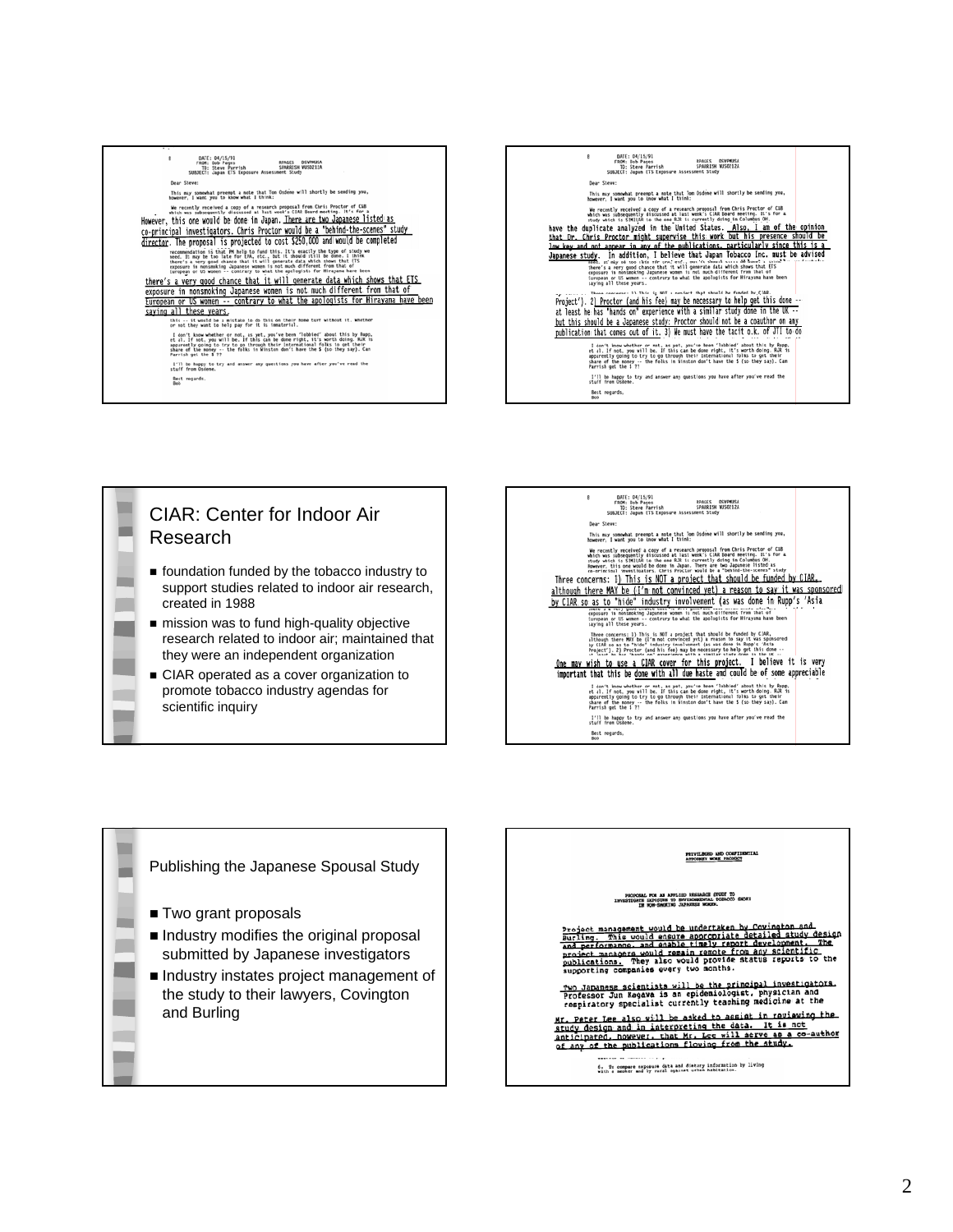DATE: 04/15/91
FROM: Bob Pages
TO: Steve Parrish
SUBJECT: Japan ETS Exposure Assessment Study

Dear Steve:

This may somewhat preempt a note that Tom Osdene will shortly be sending you, however, I want you to know what I think:

We recently received a copy of a research proposal from Chris Proctor of CIAR which was subsequently discussed at last week's CIAR Board meeting. It's for a

However, this one would be done in Japan. There are two Japanese listed as co-principal investigators. Chris Proctor would be a "behind-the-scenes" study director. The proposal is projected to cost $250,000 and would be completed

there's a very good chance that it will generate data which shows that ETS exposure in nonsmoking Japanese women is not much different from that of European or US women -- contrary to what the apologists for Hirayama have been saying all these years.

I'll be happy to try and answer any questions you have after you've read the stuff from Osdene.

Best regards,
Bob

---

DATE: 04/15/91
FROM: Bob Pages
TO: Steve Parrish
SUBJECT: Japan ETS Exposure Assessment Study

have the duplicate analyzed in the United States. Also, I am of the opinion that Dr. Chris Proctor might supervise this work but his presence should be low key and not appear in any of the publications, particularly since this is a Japanese study. In addition, I believe that Japan Tobacco Inc. must be advised

Project'). 2) Proctor (and his fee) may be necessary to help get this done -- at least he has "hands on" experience with a similar study done in the UK -- but this should be a Japanese study: Proctor should not be a coauthor on any publication that comes out of it. 3) We must have the tacit o.k. of JTI to do

I don't know whether or not, as yet, you've been "lobbied" about this by Rupp, et al. If not, you will be. If this can be done right, it's worth doing. RJR is apparently going to try to go through their international folks to get their share of the money -- the folks in Winston don't have the $ (so they say). Can Parrish get the $ ??

I'll be happy to try and answer any questions you have after you've read the stuff from Osdene.

Best regards,
Bob

---

## CIAR: Center for Indoor Air Research

- foundation funded by the tobacco industry to support studies related to indoor air research, created in 1988
- mission was to fund high-quality objective research related to indoor air; maintained that they were an independent organization
- CIAR operated as a cover organization to promote tobacco industry agendas for scientific inquiry

---

DATE: 04/15/91
FROM: Bob Pages
TO: Steve Parrish
SUBJECT: Japan ETS Exposure Assessment Study

Three concerns: 1) This is NOT a project that should be funded by CIAR, although there MAY be (I'm not convinced yet) a reason to say it was sponsored by CIAR so as to "hide" industry involvement (as was done in Rupp's 'Asia

One may wish to use a CIAR cover for this project. I believe it is very important that this be done with all due haste and could be of some appreciable

Best regards,
Bob

---

## Publishing the Japanese Spousal Study

- Two grant proposals
- Industry modifies the original proposal submitted by Japanese investigators
- Industry instates project management of the study to their lawyers, Covington and Burling

---

PRIVILEGED AND CONFIDENTIAL
ATTORNEY WORK PRODUCT

PROPOSAL FOR AN APPLIED RESEARCH STUDY TO INVESTIGATE EXPOSURE TO ENVIRONMENTAL TOBACCO SMOKE IN NON-SMOKING JAPANESE WOMEN.

Project management would be undertaken by Covington and Burling. This would ensure appropriate detailed study design and performance, and enable timely report development. The project managers would remain remote from any scientific publications. They also would provide status reports to the supporting companies every two months.

Two Japanese scientists will be the principal investigators. Professor Jun Kagawa is an epidemiologist, physician and respiratory specialist currently teaching medicine at the

Mr. Peter Lee also will be asked to assist in reviewing the study design and in interpreting the data. It is not anticipated, however, that Mr. Lee will serve as a co-author of any of the publications flowing from the study.

6. To compare exposure data and dietary information by living with a smoker and by rural against urban habitation.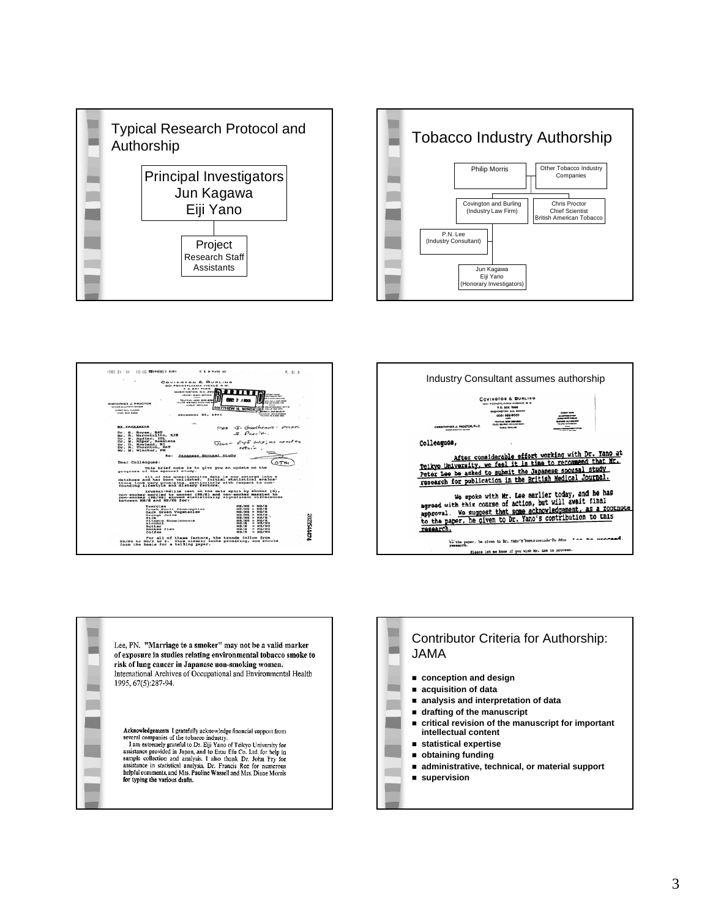## Typical Research Protocol and Authorship

Principal Investigators
Jun Kagawa
Eiji Yano

Project
Research Staff
Assistants

## Tobacco Industry Authorship

- Philip Morris
- Other Tobacco Industry Companies
- Covington and Burling (Industry Law Firm)
- Chris Proctor, Chief Scientist, British American Tobacco
- P.N. Lee (Industry Consultant)
- Jun Kagawa, Eiji Yano (Honorary Investigators)

COVINGTON & BURLING
1201 PENNSYLVANIA AVENUE, N.W.
P.O. BOX 7566
WASHINGTON D.C. 20044

December 23, 1991

BY FACSIMILE

Dr. S. Boyse, BAT
Mr. R. Marcotullio, RJR
Dr. D. Sadler, ITL
Dr. W. Böger, Reemtsma
Dr. D. Rowland, RJ
Dr. R. Thornton, BAT
Mr. M. Winokur, PM

Re: Japanese Spousal Study

Dear Colleagues:

This brief note is to give you an update on the progress of the spousal study.

All of the questionnaire data is now entered into a database and has been validated. Initial statistical evaluations look very promising, particularly with respect to confounding lifestyle and dietary factors.

Kruskal-Wallis test on the data split by smoker (S), non-smoker married to smoker (NS/S) and non-smoker married to non-smoker (NS/NS) showed statistically significant differences between NS/S and NS/NS for:

| | |
|---|---|
| Exercise | NS/NS > NS/S |
| Fresh Fruit Consumption | NS/NS > NS/S |
| Dark Green Vegetables | NS/NS > NS/S |
| Orange Juice | NS/NS > NS/S |
| Milk | NS/NS > NS/S |
| Vitamin Supplements | NS/NS > NS/S |
| Alcohol | NS/S > NS/NS |
| Butter | NS/S > NS/NS |
| Smoked Fish | NS/S > NS/NS |
| Coffee | NS/S > NS/NS |

For all of these factors, the trends follow from NS/NS to NS/S to S. This clearly looks promising, and should form the basis for a telling paper.

2023544574

## Industry Consultant assumes authorship

COVINGTON & BURLING

CHRISTOPHER J. PROCTOR, Ph.D.

Colleagues,

After considerable effort working with Dr. Yano at Teikyo University, we feel it is time to recommend that Mr. Peter Lee be asked to submit the Japanese spousal study research for publication in the British Medical Journal.

We spoke with Mr. Lee earlier today, and he has agreed with this course of action, but will await final approval. We suggest that some acknowledgement, as a footnote to the paper, be given to Dr. Yano's contribution to this research.

Please let me know if you wish Mr. Lee to proceed.

Lee, PN. **"Marriage to a smoker" may not be a valid marker of exposure in studies relating environmental tobacco smoke to risk of lung cancer in Japanese non-smoking women.** International Archives of Occupational and Environmental Health 1995, 67(5):287-94.

**Acknowledgements** I gratefully acknowledge financial support from several companies of the tobacco industry.
I am extremely grateful to Dr. Eiji Yano of Teikyo University for assistance provided in Japan, and to Emu Efu Co. Ltd. for help in sample collection and analysis. I also thank Dr. John Fry for assistance in statistical analysis, Dr. Francis Roe for numerous helpful comments, and Mrs. Pauline Wassell and Mrs. Diane Morris for typing the various drafts.

## Contributor Criteria for Authorship: JAMA

- **conception and design**
- **acquisition of data**
- **analysis and interpretation of data**
- **drafting of the manuscript**
- **critical revision of the manuscript for important intellectual content**
- **statistical expertise**
- **obtaining funding**
- **administrative, technical, or material support**
- **supervision**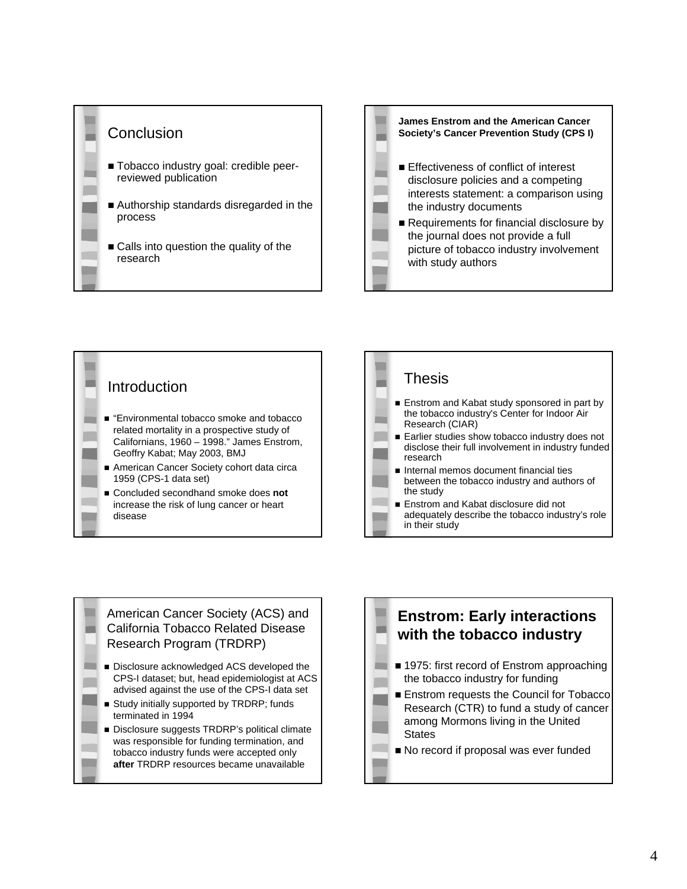## Conclusion

- Tobacco industry goal: credible peer-reviewed publication
- Authorship standards disregarded in the process
- Calls into question the quality of the research

**James Enstrom and the American Cancer Society's Cancer Prevention Study (CPS I)**

- Effectiveness of conflict of interest disclosure policies and a competing interests statement: a comparison using the industry documents
- Requirements for financial disclosure by the journal does not provide a full picture of tobacco industry involvement with study authors

## Introduction

- "Environmental tobacco smoke and tobacco related mortality in a prospective study of Californians, 1960 – 1998." James Enstrom, Geoffry Kabat; May 2003, BMJ
- American Cancer Society cohort data circa 1959 (CPS-1 data set)
- Concluded secondhand smoke does **not** increase the risk of lung cancer or heart disease

## Thesis

- Enstrom and Kabat study sponsored in part by the tobacco industry's Center for Indoor Air Research (CIAR)
- Earlier studies show tobacco industry does not disclose their full involvement in industry funded research
- Internal memos document financial ties between the tobacco industry and authors of the study
- Enstrom and Kabat disclosure did not adequately describe the tobacco industry's role in their study

## American Cancer Society (ACS) and California Tobacco Related Disease Research Program (TRDRP)

- Disclosure acknowledged ACS developed the CPS-I dataset; but, head epidemiologist at ACS advised against the use of the CPS-I data set
- Study initially supported by TRDRP; funds terminated in 1994
- Disclosure suggests TRDRP's political climate was responsible for funding termination, and tobacco industry funds were accepted only **after** TRDRP resources became unavailable

## Enstrom: Early interactions with the tobacco industry

- 1975: first record of Enstrom approaching the tobacco industry for funding
- Enstrom requests the Council for Tobacco Research (CTR) to fund a study of cancer among Mormons living in the United States
- No record if proposal was ever funded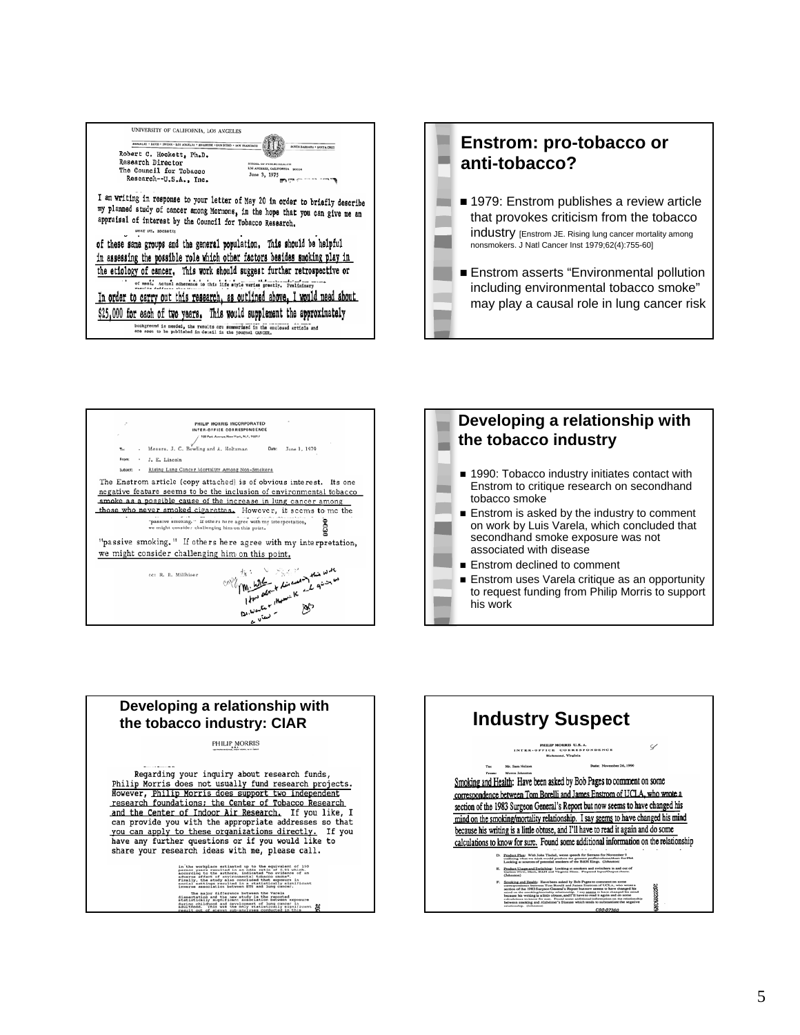UNIVERSITY OF CALIFORNIA, LOS ANGELES

Robert C. Hockett, Ph.D.
Research Director
The Council for Tobacco
Research--U.S.A., Inc.

June 3, 1975

I am writing in response to your letter of May 20 in order to briefly describe my planned study of cancer among Mormons, in the hope that you can give me an appraisal of interest by the Council for Tobacco Research.

of these same groups and the general population. This should be helpful in assessing the possible role which other factors besides smoking play in the etiology of cancer. This work should suggest further retrospective or

In order to carry out this research, as outlined above, I would need about $25,000 for each of two years. This would supplement the approximately

## Enstrom: pro-tobacco or anti-tobacco?

- 1979: Enstrom publishes a review article that provokes criticism from the tobacco industry [Enstrom JE. Rising lung cancer mortality among nonsmokers. J Natl Cancer Inst 1979;62(4):755-60]
- Enstrom asserts "Environmental pollution including environmental tobacco smoke" may play a causal role in lung cancer risk

PHILIP MORRIS INCORPORATED
INTER-OFFICE CORRESPONDENCE

To: Messrs. J. C. Bowling and A. Holtzman
From: J. E. Lincoln
Date: June 1, 1979
Subject: Rising Lung Cancer Mortality Among Non-Smokers

The Enstrom article (copy attached) is of obvious interest. Its one negative feature seems to be the inclusion of environmental tobacco smoke as a possible cause of the increase in lung cancer among those who never smoked cigarettes. However, it seems to me the

"passive smoking." If others here agree with my interpretation, we might consider challenging him on this point.

cc: R. B. Millhiser

## Developing a relationship with the tobacco industry

- 1990: Tobacco industry initiates contact with Enstrom to critique research on secondhand tobacco smoke
- Enstrom is asked by the industry to comment on work by Luis Varela, which concluded that secondhand smoke exposure was not associated with disease
- Enstrom declined to comment
- Enstrom uses Varela critique as an opportunity to request funding from Philip Morris to support his work

## Developing a relationship with the tobacco industry: CIAR

PHILIP MORRIS

Regarding your inquiry about research funds, Philip Morris does not usually fund research projects. However, Philip Morris does support two independent research foundations; the Center of Tobacco Research and the Center of Indoor Air Research. If you like, I can provide you with the appropriate addresses so that you can apply to these organizations directly. If you have any further questions or if you would like to share your research ideas with me, please call.

## Industry Suspect

PHILIP MORRIS U.S.A.
INTER-OFFICE CORRESPONDENCE
Richmond, Virginia

To: Mr. Sam Nelson
From: Myron Johnston
Date: November 26, 1990

Smoking and Health: Have been asked by Bob Pages to comment on some correspondence between Tom Borelli and James Enstrom of UCLA, who wrote a section of the 1983 Surgeon General's Report but now seems to have changed his mind on the smoking/mortality relationship. I say seems to have changed his mind because his writing is a little obtuse, and I'll have to read it again and do some calculations to know for sure. Found some additional information on the relationship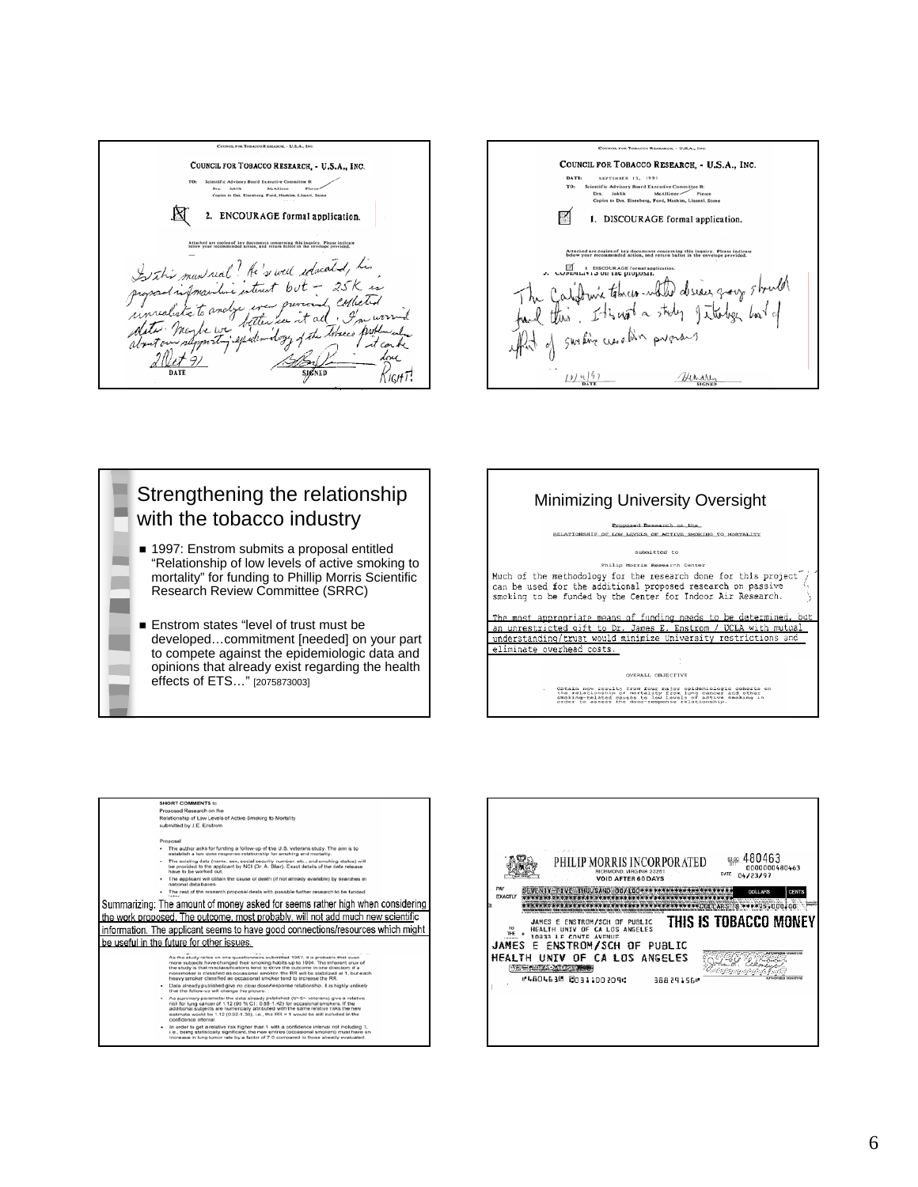COUNCIL FOR TOBACCO RESEARCH, - U.S.A., INC.

TO: Scientific Advisory Board Executive Committee B:
Drs. Joklik McAllister Pierce
Copies to Drs. Eisenberg, Ford, Hankin, Lisanti, Stone

2. ENCOURAGE formal application.

Attached are copies of key documents concerning this inquiry. Please indicate below your recommended action, and return ballot in the envelope provided.

Is this man real? He's well educated, his proposal informative interest but – 25K is unrealistic to analyze even previously collected data. Maybe we better see it all. I'm worried about our supporting epidemiology of the tobacco problem when it can be done RIGHT!

2 Oct 91 — DATE — SIGNED

---

COUNCIL FOR TOBACCO RESEARCH, - U.S.A., INC.

DATE: SEPTEMBER 13, 1991
TO: Scientific Advisory Board Executive Committee B:
Drs. Joklik McAllister Pierce
Copies to Drs. Eisenberg, Ford, Hankin, Lisanti, Stone

1. DISCOURAGE formal application.

Attached are copies of key documents concerning this inquiry. Please indicate below your recommended action, and return ballot in the envelope provided.

1. DISCOURAGE formal application.
COMMENTS on the proposal:

The California tobacco-related disease group should fund this. It is not a study of tobacco but of effect of smoking cessation programs

10/4/91 — DATE — SIGNED

---

## Strengthening the relationship with the tobacco industry

- 1997: Enstrom submits a proposal entitled "Relationship of low levels of active smoking to mortality" for funding to Phillip Morris Scientific Research Review Committee (SRRC)
- Enstrom states "level of trust must be developed…commitment [needed] on your part to compete against the epidemiologic data and opinions that already exist regarding the health effects of ETS…" [2075873003]

---

## Minimizing University Oversight

Proposed Research on the
RELATIONSHIP OF LOW LEVELS OF ACTIVE SMOKING TO MORTALITY

submitted to

Philip Morris Research Center

Much of the methodology for the research done for this project can be used for the additional proposed research on passive smoking to be funded by the Center for Indoor Air Research.

The most appropriate means of funding needs to be determined, but an unrestricted gift to Dr. James E. Enstrom / UCLA with mutual understanding/trust would minimize University restrictions and eliminate overhead costs.

OVERALL OBJECTIVE

- Obtain new results from four major epidemiologic cohorts on the relationship of mortality from lung cancer and other smoking-related causes to low levels of active smoking in order to assess the dose-response relationship.

---

SHORT COMMENTS to
Proposed Research on the
Relationship of Low Levels of Active Smoking to Mortality
submitted by J.E. Enstrom

Proposal

- The author asks for funding a follow-up of the U.S. veterans study. The aim is to establish a low dose response relationship for smoking and mortality.
- The existing data (name, sex, social security number, etc., and smoking status) will be provided to the applicant by NCI (Dr. A. Blair). Exact details of the data release have to be worked out.
- The applicant will obtain the cause of death (if not already available) by searches in national databases.
- The rest of the research proposal deals with possible further research to be funded …

Summarizing: The amount of money asked for seems rather high when considering the work proposed. The outcome, most probably, will not add much new scientific information. The applicant seems to have good connections/resources which might be useful in the future for other issues.

- As the study relies on one questionnaire submitted 1957, it is probable that over more subjects have changed their smoking habits up to 1994. The inherent crux of the study is that misclassifications tend to drive the outcome in one direction: if a nonsmoker is classified as occasional smoker, the RR will be stabilized at 1, but each heavy smoker classified as occasional smoker tend to increase the RR.
- Data already published give no clear dose/response relationship. It is highly unlikely that the follow-up will change the picture.
- As summary parameter the data already published (U~S~ veterans) give a relative risk for lung cancer of 1.12 (95 % CI : 0.88-1.42) for occasional smokers. If the additional subjects are numerically attributed with the same relative risks the new estimate would be 1.12 (0.92-1.36), i.e., the RR = 1 would be still included in the confidence interval.
- In order to get a relative risk higher than 1 with a confidence interval not including 1, i.e., being statistically significant, the new entries (occasional smokers) must have an increase in lung tumor rate by a factor of 7.0 compared to those already evaluated.

---

PHILIP MORRIS INCORPORATED
RICHMOND, VIRGINIA 23261
VOID AFTER 60 DAYS

480463
0000000480463
DATE 04/23/97

PAY EXACTLY SEVENTY-FIVE THOUSAND 00/100 DOLLARS — DOLLARS $****75,000.00

TO THE ORDER OF: JAMES E ENSTROM/SCH OF PUBLIC HEALTH UNIV OF CA LOS ANGELES 10833 LE CONTE AVENUE

THIS IS TOBACCO MONEY

JAMES E ENSTROM/SCH OF PUBLIC HEALTH UNIV OF CA LOS ANGELES

⑈480463⑈ ⑆031100209⑆ 38829156⑈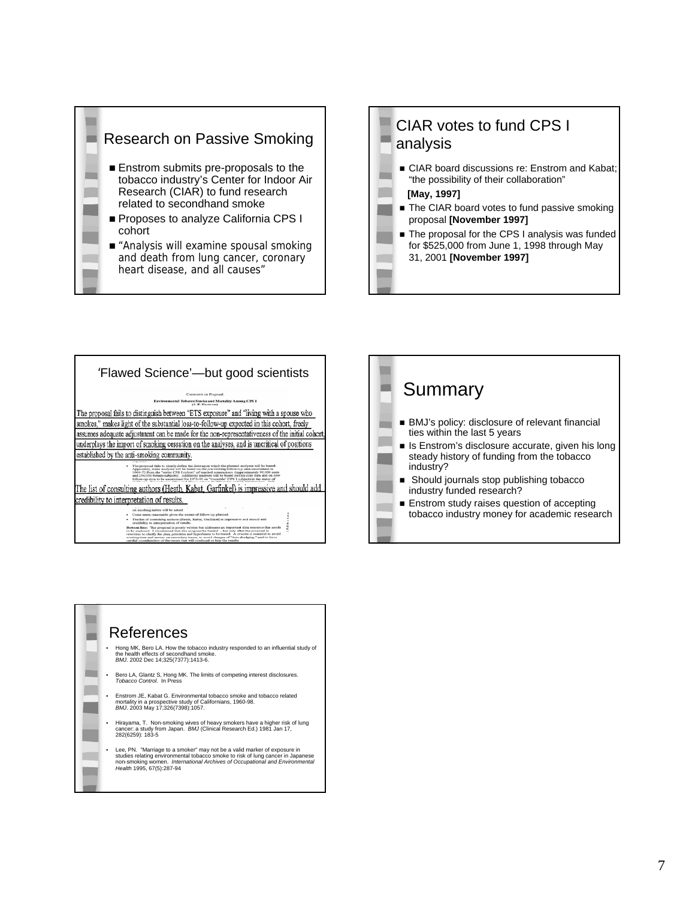## Research on Passive Smoking

- Enstrom submits pre-proposals to the tobacco industry's Center for Indoor Air Research (CIAR) to fund research related to secondhand smoke
- Proposes to analyze California CPS I cohort
- "Analysis will examine spousal smoking and death from lung cancer, coronary heart disease, and all causes"

## CIAR votes to fund CPS I analysis

- CIAR board discussions re: Enstrom and Kabat; "the possibility of their collaboration"

  **[May, 1997]**
- The CIAR board votes to fund passive smoking proposal **[November 1997]**
- The proposal for the CPS I analysis was funded for $525,000 from June 1, 1998 through May 31, 2001 **[November 1997]**

## 'Flawed Science'—but good scientists

Comments on Proposal:
Environmental Tobacco Smoke and Mortality Among CPS I
(J. E. Enstrom)

The proposal fails to distinguish between "ETS exposure" and "living with a spouse who smokes," makes light of the substantial loss-to-follow-up expected in this cohort, freely assumes adequate adjustment can be made for the non-representativeness of the initial cohort, underplays the import of smoking cessation on the analyses, and is uncritical of positions established by the anti-smoking community.

The list of consulting authors (Heath, Kabat, Garfinkel) is impressive and should add credibility to interpretation of results.

## Summary

- BMJ's policy: disclosure of relevant financial ties within the last 5 years
- Is Enstrom's disclosure accurate, given his long steady history of funding from the tobacco industry?
- Should journals stop publishing tobacco industry funded research?
- Enstrom study raises question of accepting tobacco industry money for academic research

## References

- Hong MK, Bero LA. How the tobacco industry responded to an influential study of the health effects of secondhand smoke. *BMJ*. 2002 Dec 14;325(7377):1413-6.
- Bero LA, Glantz S, Hong MK. The limits of competing interest disclosures. *Tobacco Control*. In Press
- Enstrom JE, Kabat G. Environmental tobacco smoke and tobacco related mortality in a prospective study of Californians, 1960-98. *BMJ*. 2003 May 17;326(7398):1057.
- Hirayama, T. Non-smoking wives of heavy smokers have a higher risk of lung cancer: a study from Japan. *BMJ* (Clinical Research Ed.) 1981 Jan 17, 282(6259): 183-5
- Lee, PN. "Marriage to a smoker" may not be a valid marker of exposure in studies relating environmental tobacco smoke to risk of lung cancer in Japanese non-smoking women. *International Archives of Occupational and Environmental Health* 1995, 67(5):287-94